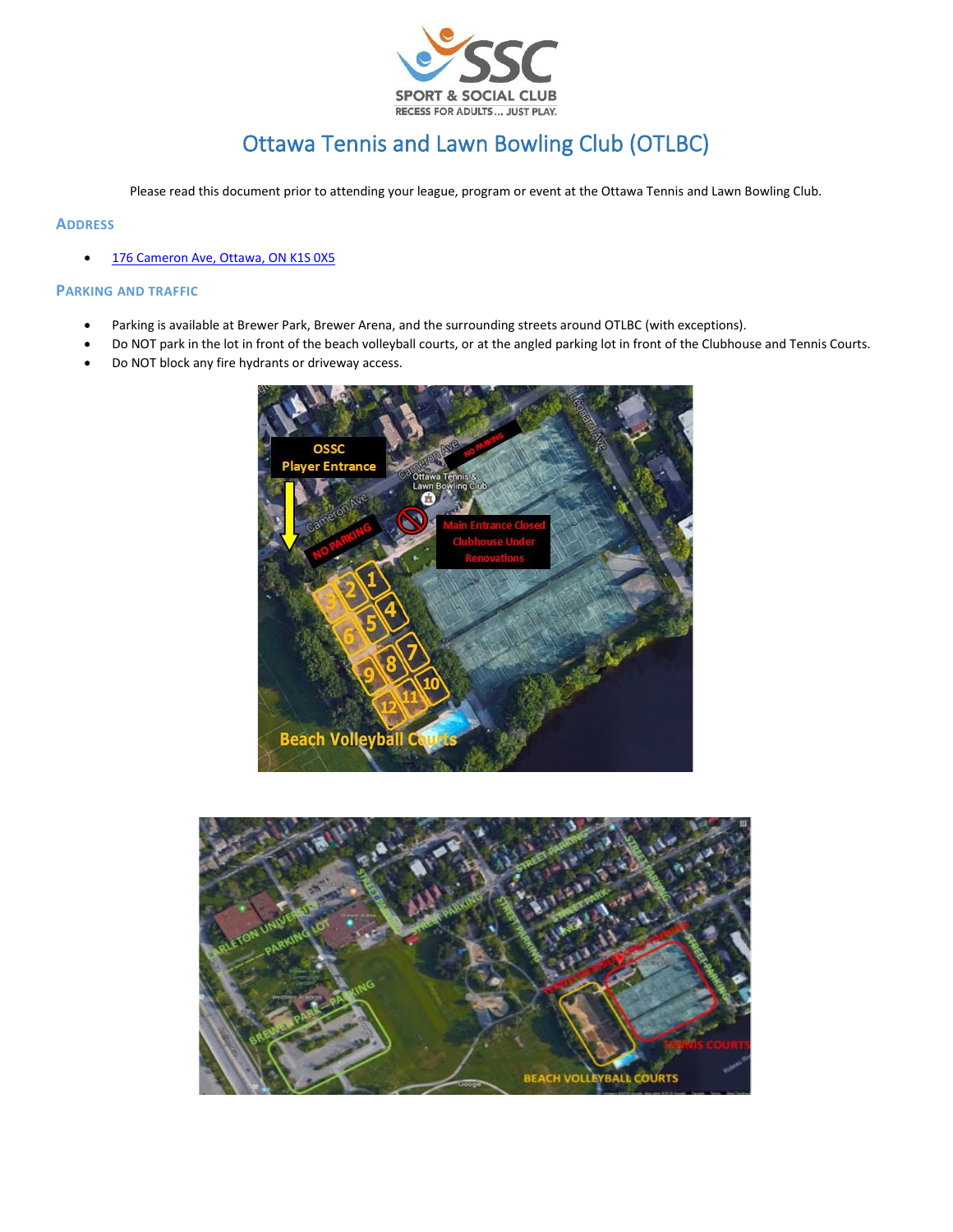# Ottawa Tennis and Lawn Bowling Club (OTLBC)

Please read this document prior to attending your league, program or event at the Ottawa Tennis and Lawn Bowling Club.

## Address

- [176 Cameron Ave, Ottawa, ON K1S 0X5](176 Cameron Ave, Ottawa, ON K1S 0X5)

## Parking and Traffic

- Parking is available at Brewer Park, Brewer Arena, and the surrounding streets around OTLBC (with exceptions).
- Do NOT park in the lot in front of the beach volleyball courts, or at the angled parking lot in front of the Clubhouse and Tennis Courts.
- Do NOT block any fire hydrants or driveway access.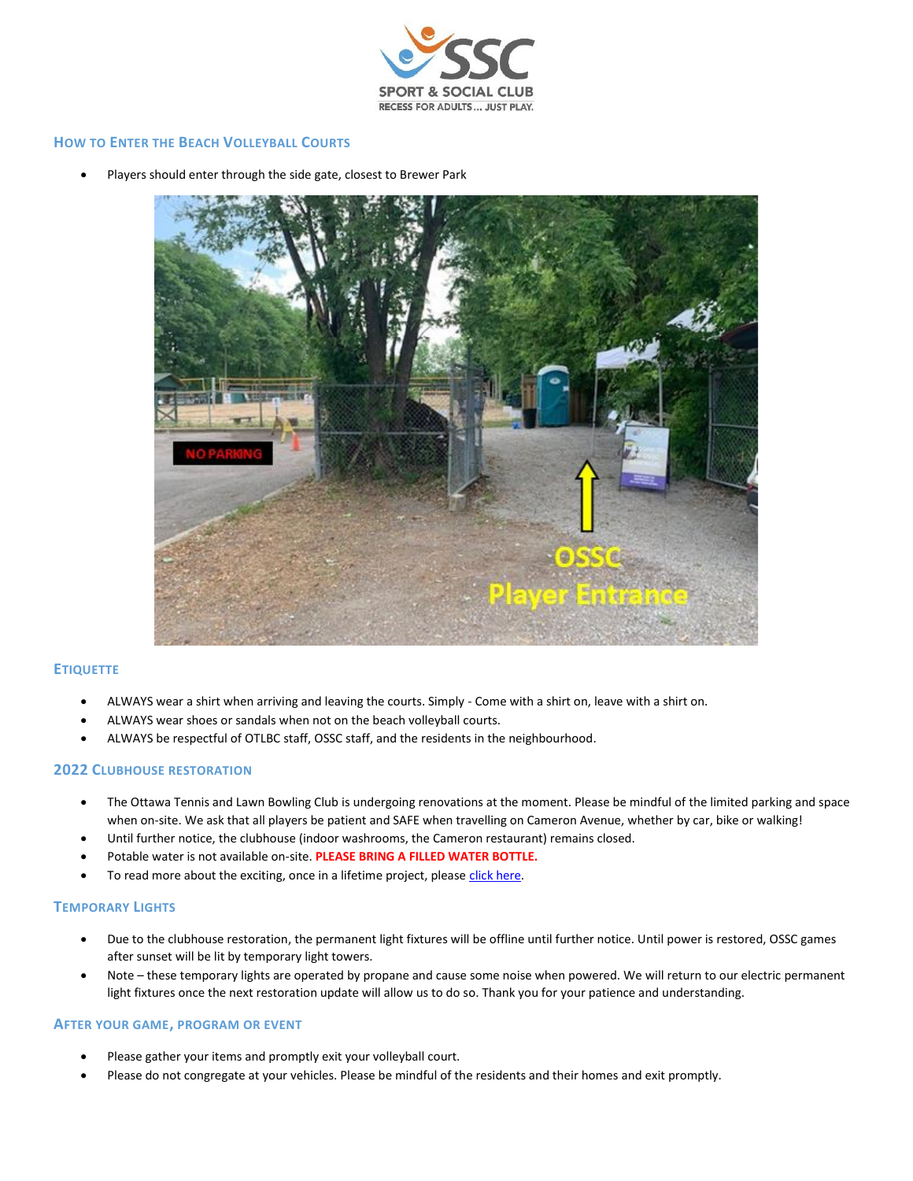SSC
SPORT & SOCIAL CLUB
RECESS FOR ADULTS… JUST PLAY.

## How to Enter the Beach Volleyball Courts

- Players should enter through the side gate, closest to Brewer Park

## Etiquette

- ALWAYS wear a shirt when arriving and leaving the courts. Simply - Come with a shirt on, leave with a shirt on.
- ALWAYS wear shoes or sandals when not on the beach volleyball courts.
- ALWAYS be respectful of OTLBC staff, OSSC staff, and the residents in the neighbourhood.

## 2022 Clubhouse Restoration

- The Ottawa Tennis and Lawn Bowling Club is undergoing renovations at the moment. Please be mindful of the limited parking and space when on-site. We ask that all players be patient and SAFE when travelling on Cameron Avenue, whether by car, bike or walking!
- Until further notice, the clubhouse (indoor washrooms, the Cameron restaurant) remains closed.
- Potable water is not available on-site. **PLEASE BRING A FILLED WATER BOTTLE.**
- To read more about the exciting, once in a lifetime project, please click here.

## Temporary Lights

- Due to the clubhouse restoration, the permanent light fixtures will be offline until further notice. Until power is restored, OSSC games after sunset will be lit by temporary light towers.
- Note – these temporary lights are operated by propane and cause some noise when powered. We will return to our electric permanent light fixtures once the next restoration update will allow us to do so. Thank you for your patience and understanding.

## After Your Game, Program or Event

- Please gather your items and promptly exit your volleyball court.
- Please do not congregate at your vehicles. Please be mindful of the residents and their homes and exit promptly.